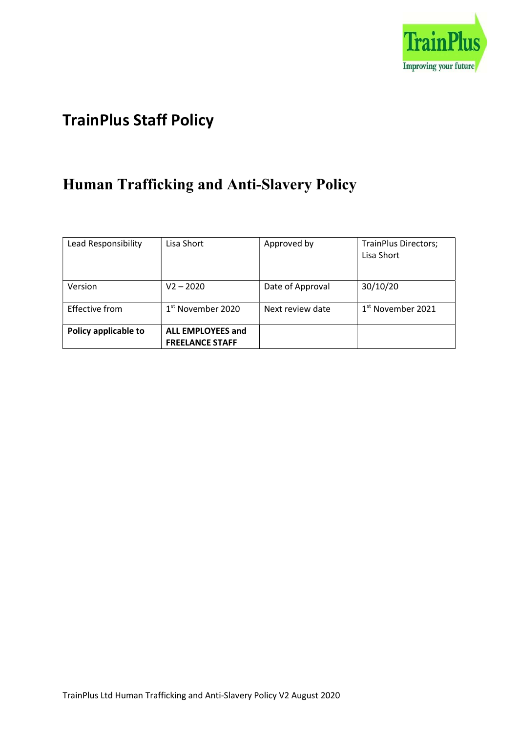# TrainPlus Staff Policy

# Human Trafficking and Anti-Slavery Policy

| Lead Responsibility | Lisa Short | Approved by | TrainPlus Directors; Lisa Short |
|---|---|---|---|
| Version | V2 – 2020 | Date of Approval | 30/10/20 |
| Effective from | 1st November 2020 | Next review date | 1st November 2021 |
| **Policy applicable to** | **ALL EMPLOYEES and FREELANCE STAFF** | | |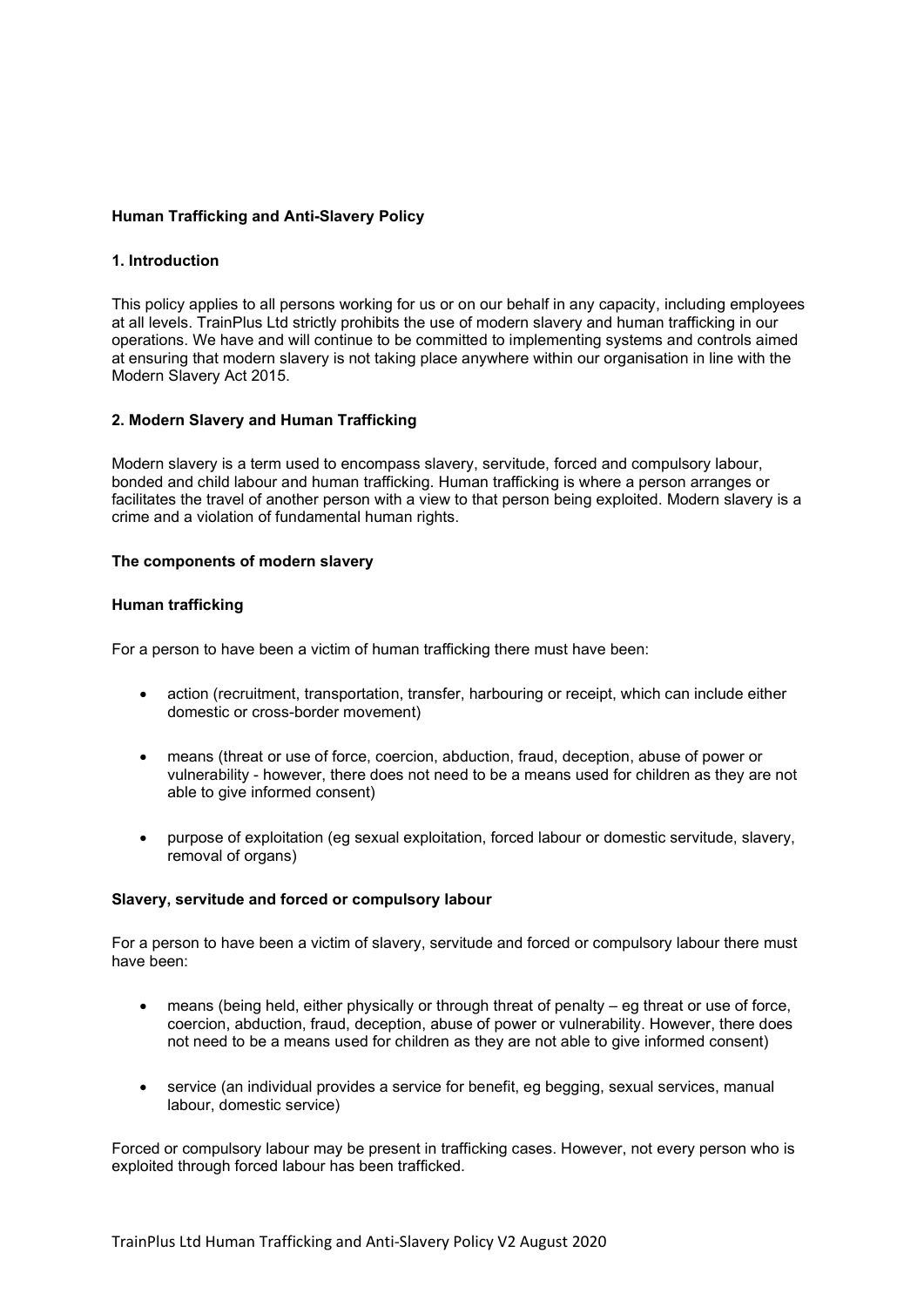**Human Trafficking and Anti-Slavery Policy**

**1. Introduction**

This policy applies to all persons working for us or on our behalf in any capacity, including employees at all levels. TrainPlus Ltd strictly prohibits the use of modern slavery and human trafficking in our operations. We have and will continue to be committed to implementing systems and controls aimed at ensuring that modern slavery is not taking place anywhere within our organisation in line with the Modern Slavery Act 2015.

**2. Modern Slavery and Human Trafficking**

Modern slavery is a term used to encompass slavery, servitude, forced and compulsory labour, bonded and child labour and human trafficking. Human trafficking is where a person arranges or facilitates the travel of another person with a view to that person being exploited. Modern slavery is a crime and a violation of fundamental human rights.

**The components of modern slavery**

**Human trafficking**

For a person to have been a victim of human trafficking there must have been:

- action (recruitment, transportation, transfer, harbouring or receipt, which can include either domestic or cross-border movement)
- means (threat or use of force, coercion, abduction, fraud, deception, abuse of power or vulnerability - however, there does not need to be a means used for children as they are not able to give informed consent)
- purpose of exploitation (eg sexual exploitation, forced labour or domestic servitude, slavery, removal of organs)

**Slavery, servitude and forced or compulsory labour**

For a person to have been a victim of slavery, servitude and forced or compulsory labour there must have been:

- means (being held, either physically or through threat of penalty – eg threat or use of force, coercion, abduction, fraud, deception, abuse of power or vulnerability. However, there does not need to be a means used for children as they are not able to give informed consent)
- service (an individual provides a service for benefit, eg begging, sexual services, manual labour, domestic service)

Forced or compulsory labour may be present in trafficking cases. However, not every person who is exploited through forced labour has been trafficked.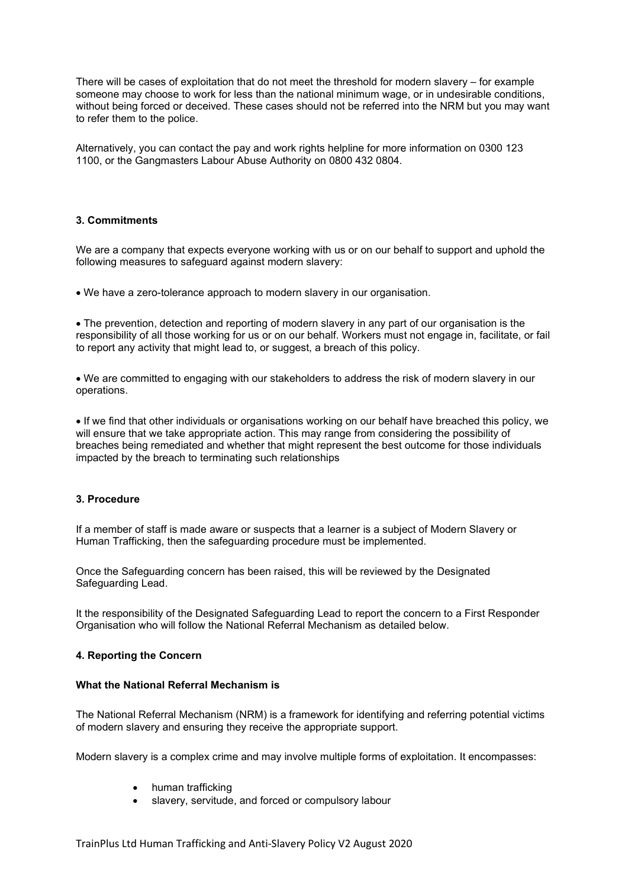There will be cases of exploitation that do not meet the threshold for modern slavery – for example someone may choose to work for less than the national minimum wage, or in undesirable conditions, without being forced or deceived. These cases should not be referred into the NRM but you may want to refer them to the police.

Alternatively, you can contact the pay and work rights helpline for more information on 0300 123 1100, or the Gangmasters Labour Abuse Authority on 0800 432 0804.

### 3. Commitments

We are a company that expects everyone working with us or on our behalf to support and uphold the following measures to safeguard against modern slavery:

- We have a zero-tolerance approach to modern slavery in our organisation.
- The prevention, detection and reporting of modern slavery in any part of our organisation is the responsibility of all those working for us or on our behalf. Workers must not engage in, facilitate, or fail to report any activity that might lead to, or suggest, a breach of this policy.
- We are committed to engaging with our stakeholders to address the risk of modern slavery in our operations.
- If we find that other individuals or organisations working on our behalf have breached this policy, we will ensure that we take appropriate action. This may range from considering the possibility of breaches being remediated and whether that might represent the best outcome for those individuals impacted by the breach to terminating such relationships

### 3. Procedure

If a member of staff is made aware or suspects that a learner is a subject of Modern Slavery or Human Trafficking, then the safeguarding procedure must be implemented.

Once the Safeguarding concern has been raised, this will be reviewed by the Designated Safeguarding Lead.

It the responsibility of the Designated Safeguarding Lead to report the concern to a First Responder Organisation who will follow the National Referral Mechanism as detailed below.

### 4. Reporting the Concern

**What the National Referral Mechanism is**

The National Referral Mechanism (NRM) is a framework for identifying and referring potential victims of modern slavery and ensuring they receive the appropriate support.

Modern slavery is a complex crime and may involve multiple forms of exploitation. It encompasses:

- human trafficking
- slavery, servitude, and forced or compulsory labour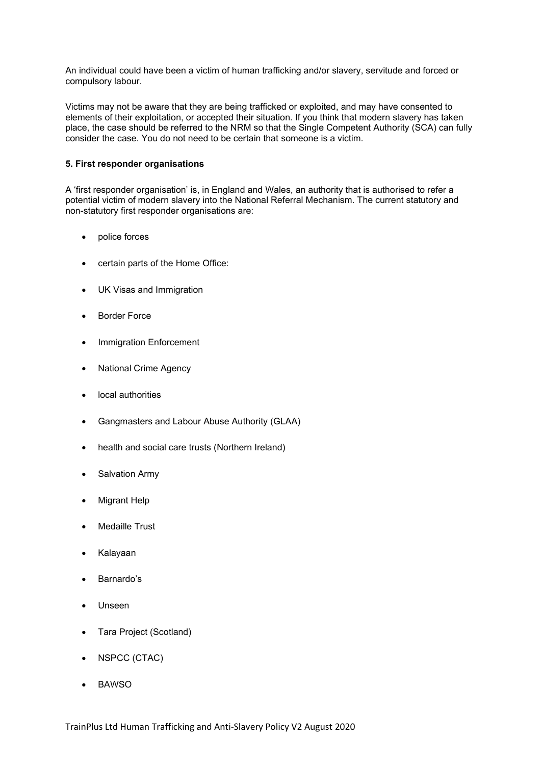An individual could have been a victim of human trafficking and/or slavery, servitude and forced or compulsory labour.

Victims may not be aware that they are being trafficked or exploited, and may have consented to elements of their exploitation, or accepted their situation. If you think that modern slavery has taken place, the case should be referred to the NRM so that the Single Competent Authority (SCA) can fully consider the case. You do not need to be certain that someone is a victim.

**5. First responder organisations**

A 'first responder organisation' is, in England and Wales, an authority that is authorised to refer a potential victim of modern slavery into the National Referral Mechanism. The current statutory and non-statutory first responder organisations are:

- police forces
- certain parts of the Home Office:
- UK Visas and Immigration
- Border Force
- Immigration Enforcement
- National Crime Agency
- local authorities
- Gangmasters and Labour Abuse Authority (GLAA)
- health and social care trusts (Northern Ireland)
- Salvation Army
- Migrant Help
- Medaille Trust
- Kalayaan
- Barnardo's
- Unseen
- Tara Project (Scotland)
- NSPCC (CTAC)
- BAWSO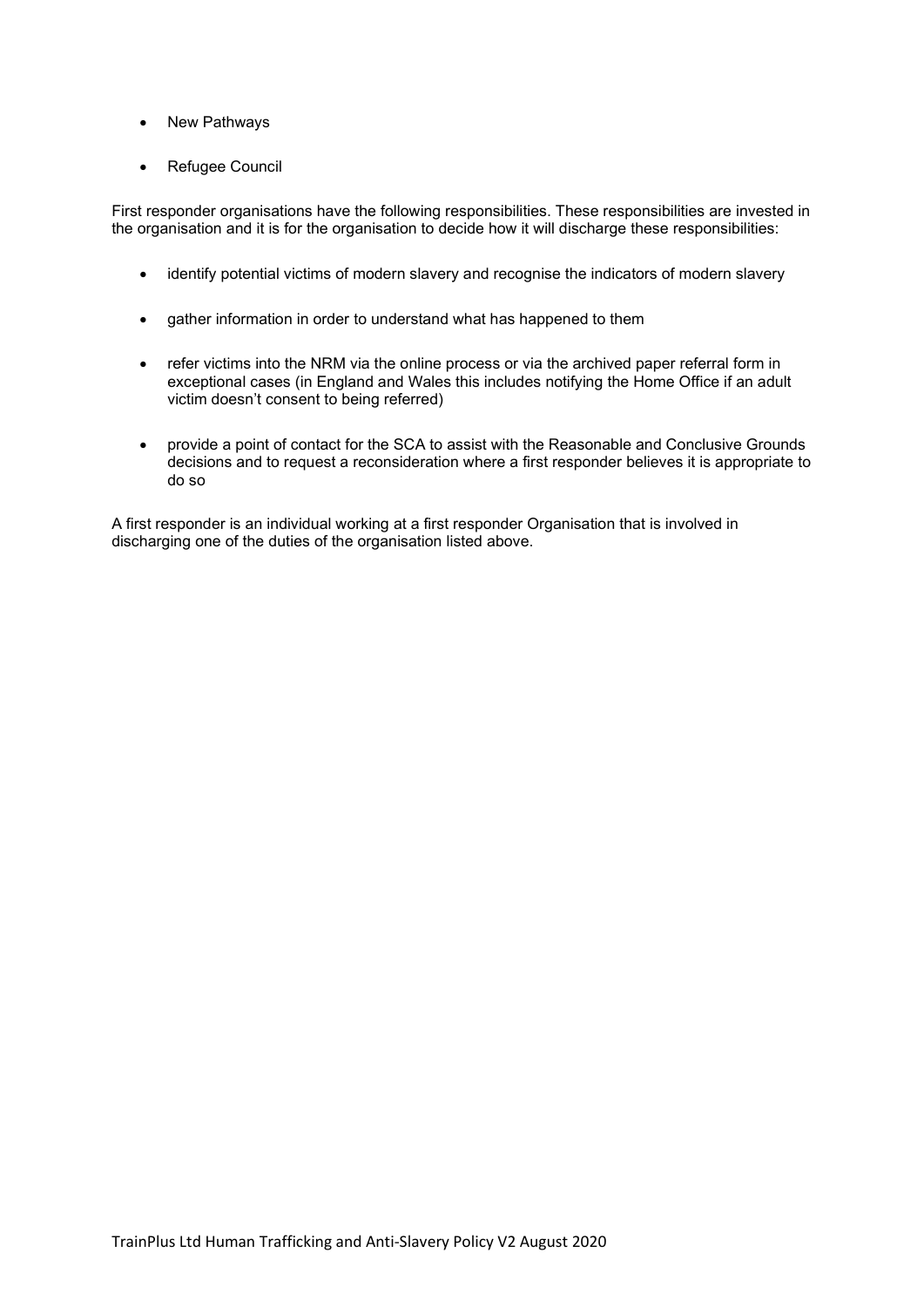- New Pathways
- Refugee Council

First responder organisations have the following responsibilities. These responsibilities are invested in the organisation and it is for the organisation to decide how it will discharge these responsibilities:

- identify potential victims of modern slavery and recognise the indicators of modern slavery
- gather information in order to understand what has happened to them
- refer victims into the NRM via the online process or via the archived paper referral form in exceptional cases (in England and Wales this includes notifying the Home Office if an adult victim doesn't consent to being referred)
- provide a point of contact for the SCA to assist with the Reasonable and Conclusive Grounds decisions and to request a reconsideration where a first responder believes it is appropriate to do so

A first responder is an individual working at a first responder Organisation that is involved in discharging one of the duties of the organisation listed above.